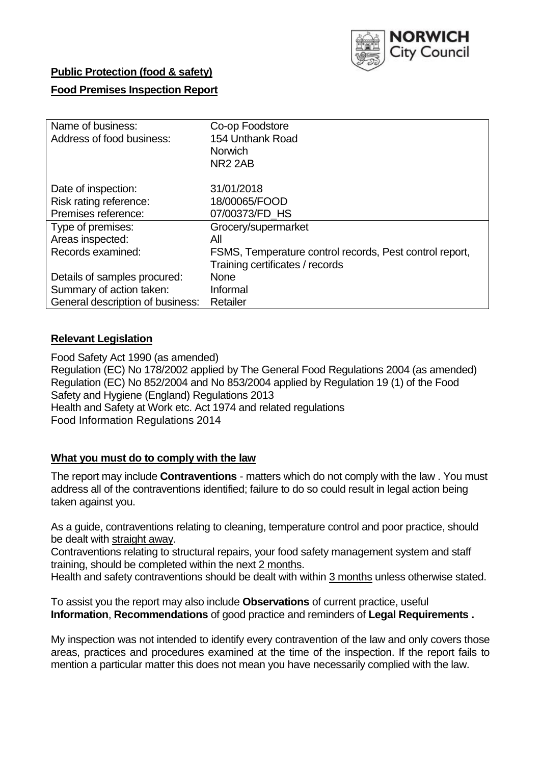NORWICH City Council

**Public Protection (food & safety)**

**Food Premises Inspection Report**

| | |
|---|---|
| Name of business: | Co-op Foodstore |
| Address of food business: | 154 Unthank Road<br>Norwich<br>NR2 2AB |
| Date of inspection: | 31/01/2018 |
| Risk rating reference: | 18/00065/FOOD |
| Premises reference: | 07/00373/FD_HS |
| Type of premises: | Grocery/supermarket |
| Areas inspected: | All |
| Records examined: | FSMS, Temperature control records, Pest control report, Training certificates / records |
| Details of samples procured: | None |
| Summary of action taken: | Informal |
| General description of business: | Retailer |

## **Relevant Legislation**

Food Safety Act 1990 (as amended)
Regulation (EC) No 178/2002 applied by The General Food Regulations 2004 (as amended)
Regulation (EC) No 852/2004 and No 853/2004 applied by Regulation 19 (1) of the Food Safety and Hygiene (England) Regulations 2013
Health and Safety at Work etc. Act 1974 and related regulations
Food Information Regulations 2014

## **What you must do to comply with the law**

The report may include **Contraventions** - matters which do not comply with the law . You must address all of the contraventions identified; failure to do so could result in legal action being taken against you.

As a guide, contraventions relating to cleaning, temperature control and poor practice, should be dealt with straight away.
Contraventions relating to structural repairs, your food safety management system and staff training, should be completed within the next 2 months.
Health and safety contraventions should be dealt with within 3 months unless otherwise stated.

To assist you the report may also include **Observations** of current practice, useful **Information**, **Recommendations** of good practice and reminders of **Legal Requirements .**

My inspection was not intended to identify every contravention of the law and only covers those areas, practices and procedures examined at the time of the inspection. If the report fails to mention a particular matter this does not mean you have necessarily complied with the law.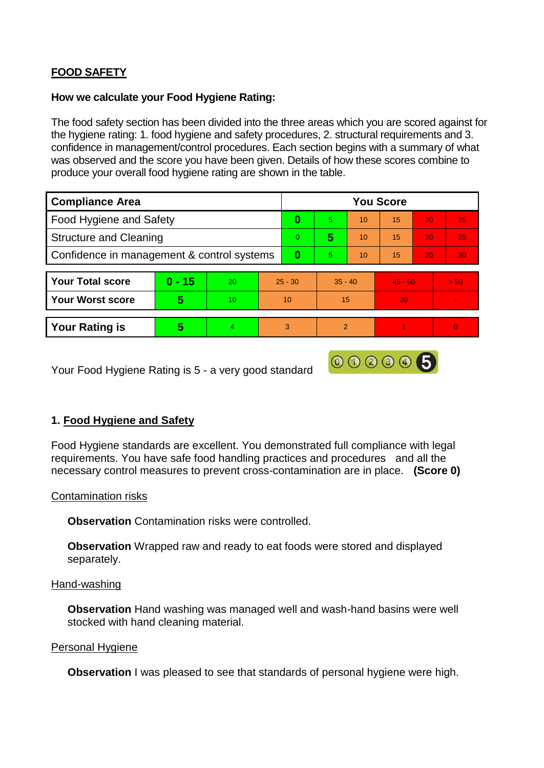**FOOD SAFETY**

**How we calculate your Food Hygiene Rating:**

The food safety section has been divided into the three areas which you are scored against for the hygiene rating: 1. food hygiene and safety procedures, 2. structural requirements and 3. confidence in management/control procedures. Each section begins with a summary of what was observed and the score you have been given. Details of how these scores combine to produce your overall food hygiene rating are shown in the table.

| Compliance Area | You Score | | | | | |
|---|---|---|---|---|---|---|
| Food Hygiene and Safety | **0** | 5 | 10 | 15 | 20 | 25 |
| Structure and Cleaning | 0 | **5** | 10 | 15 | 20 | 25 |
| Confidence in management & control systems | **0** | 5 | 10 | 15 | 20 | 30 |

| | | | | | | |
|---|---|---|---|---|---|---|
| **Your Total score** | **0 - 15** | 20 | 25 - 30 | 35 - 40 | 45 - 50 | > 50 |
| **Your Worst score** | **5** | 10 | 10 | 15 | 20 | - |

| | | | | | | |
|---|---|---|---|---|---|---|
| **Your Rating is** | **5** | 4 | 3 | 2 | 1 | 0 |

Your Food Hygiene Rating is 5 - a very good standard

## 1. Food Hygiene and Safety

Food Hygiene standards are excellent. You demonstrated full compliance with legal requirements. You have safe food handling practices and procedures and all the necessary control measures to prevent cross-contamination are in place. **(Score 0)**

Contamination risks

**Observation** Contamination risks were controlled.

**Observation** Wrapped raw and ready to eat foods were stored and displayed separately.

Hand-washing

**Observation** Hand washing was managed well and wash-hand basins were well stocked with hand cleaning material.

Personal Hygiene

**Observation** I was pleased to see that standards of personal hygiene were high.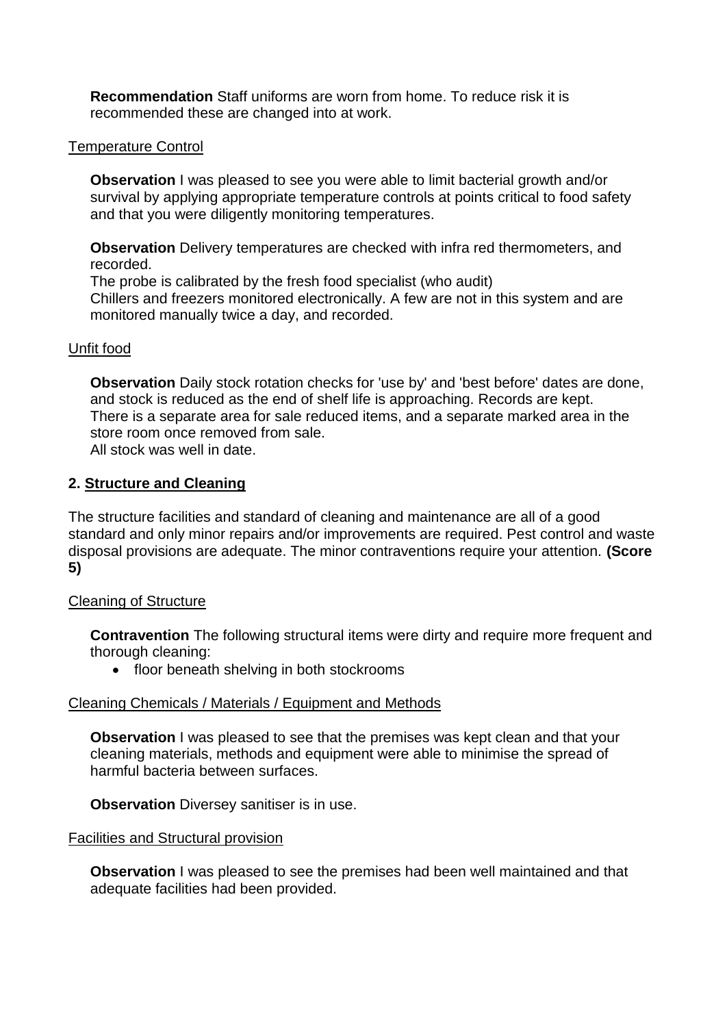**Recommendation** Staff uniforms are worn from home. To reduce risk it is recommended these are changed into at work.

Temperature Control

**Observation** I was pleased to see you were able to limit bacterial growth and/or survival by applying appropriate temperature controls at points critical to food safety and that you were diligently monitoring temperatures.

**Observation** Delivery temperatures are checked with infra red thermometers, and recorded.
The probe is calibrated by the fresh food specialist (who audit)
Chillers and freezers monitored electronically. A few are not in this system and are monitored manually twice a day, and recorded.

Unfit food

**Observation** Daily stock rotation checks for 'use by' and 'best before' dates are done, and stock is reduced as the end of shelf life is approaching. Records are kept.
There is a separate area for sale reduced items, and a separate marked area in the store room once removed from sale.
All stock was well in date.

## 2. Structure and Cleaning

The structure facilities and standard of cleaning and maintenance are all of a good standard and only minor repairs and/or improvements are required. Pest control and waste disposal provisions are adequate. The minor contraventions require your attention. **(Score 5)**

Cleaning of Structure

**Contravention** The following structural items were dirty and require more frequent and thorough cleaning:

- floor beneath shelving in both stockrooms

Cleaning Chemicals / Materials / Equipment and Methods

**Observation** I was pleased to see that the premises was kept clean and that your cleaning materials, methods and equipment were able to minimise the spread of harmful bacteria between surfaces.

**Observation** Diversey sanitiser is in use.

Facilities and Structural provision

**Observation** I was pleased to see the premises had been well maintained and that adequate facilities had been provided.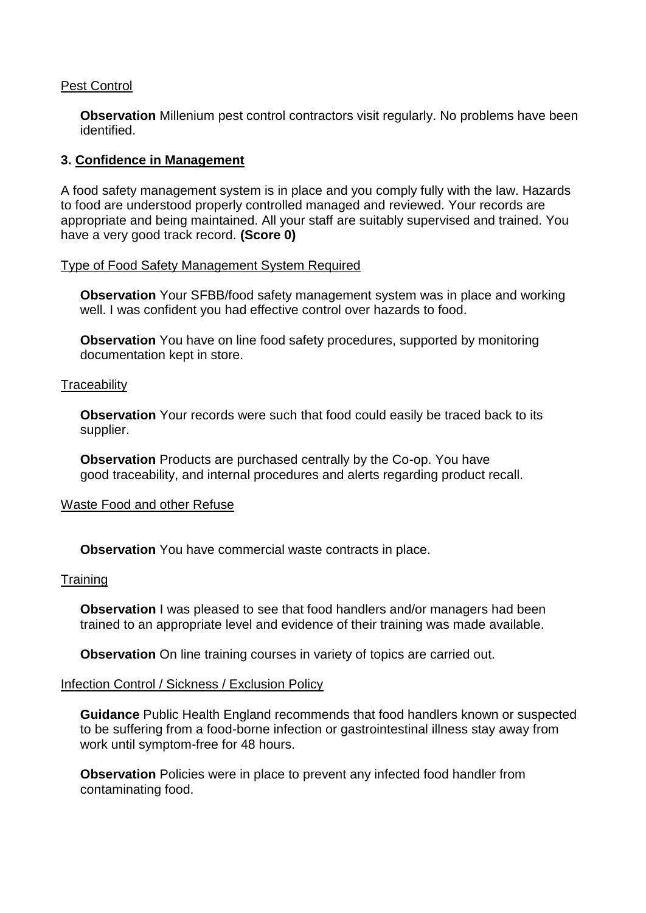Pest Control

**Observation** Millenium pest control contractors visit regularly. No problems have been identified.

## 3. Confidence in Management

A food safety management system is in place and you comply fully with the law. Hazards to food are understood properly controlled managed and reviewed. Your records are appropriate and being maintained. All your staff are suitably supervised and trained. You have a very good track record. **(Score 0)**

Type of Food Safety Management System Required

**Observation** Your SFBB/food safety management system was in place and working well. I was confident you had effective control over hazards to food.

**Observation** You have on line food safety procedures, supported by monitoring documentation kept in store.

Traceability

**Observation** Your records were such that food could easily be traced back to its supplier.

**Observation** Products are purchased centrally by the Co-op. You have good traceability, and internal procedures and alerts regarding product recall.

Waste Food and other Refuse

**Observation** You have commercial waste contracts in place.

Training

**Observation** I was pleased to see that food handlers and/or managers had been trained to an appropriate level and evidence of their training was made available.

**Observation** On line training courses in variety of topics are carried out.

Infection Control / Sickness / Exclusion Policy

**Guidance** Public Health England recommends that food handlers known or suspected to be suffering from a food-borne infection or gastrointestinal illness stay away from work until symptom-free for 48 hours.

**Observation** Policies were in place to prevent any infected food handler from contaminating food.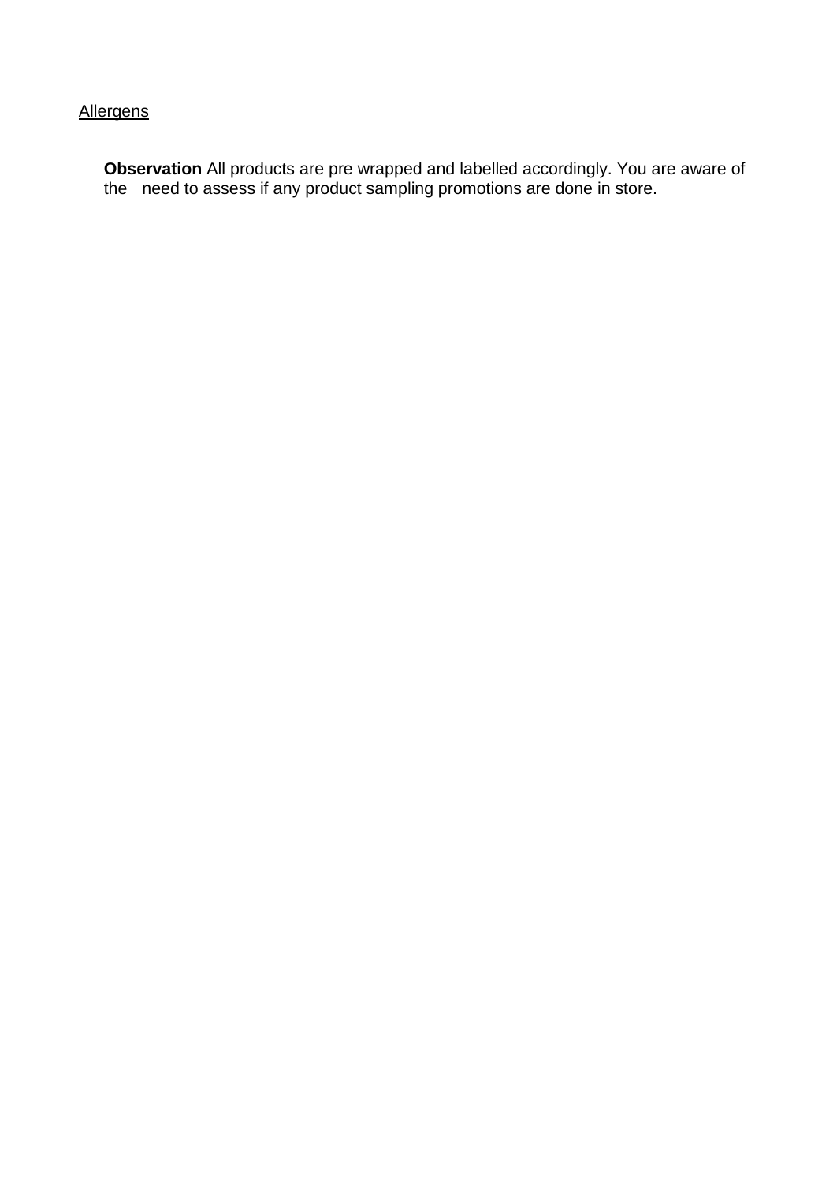<u>Allergens</u>

**Observation** All products are pre wrapped and labelled accordingly. You are aware of the need to assess if any product sampling promotions are done in store.